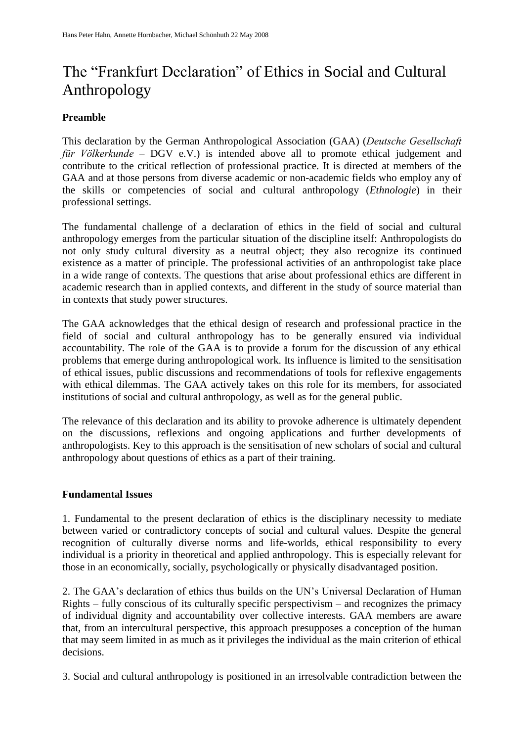Hans Peter Hahn, Annette Hornbacher, Michael Schönhuth 22 May 2008

# The "Frankfurt Declaration" of Ethics in Social and Cultural Anthropology

**Preamble**

This declaration by the German Anthropological Association (GAA) (*Deutsche Gesellschaft für Völkerkunde* – DGV e.V.) is intended above all to promote ethical judgement and contribute to the critical reflection of professional practice. It is directed at members of the GAA and at those persons from diverse academic or non-academic fields who employ any of the skills or competencies of social and cultural anthropology (*Ethnologie*) in their professional settings.

The fundamental challenge of a declaration of ethics in the field of social and cultural anthropology emerges from the particular situation of the discipline itself: Anthropologists do not only study cultural diversity as a neutral object; they also recognize its continued existence as a matter of principle. The professional activities of an anthropologist take place in a wide range of contexts. The questions that arise about professional ethics are different in academic research than in applied contexts, and different in the study of source material than in contexts that study power structures.

The GAA acknowledges that the ethical design of research and professional practice in the field of social and cultural anthropology has to be generally ensured via individual accountability. The role of the GAA is to provide a forum for the discussion of any ethical problems that emerge during anthropological work. Its influence is limited to the sensitisation of ethical issues, public discussions and recommendations of tools for reflexive engagements with ethical dilemmas. The GAA actively takes on this role for its members, for associated institutions of social and cultural anthropology, as well as for the general public.

The relevance of this declaration and its ability to provoke adherence is ultimately dependent on the discussions, reflexions and ongoing applications and further developments of anthropologists. Key to this approach is the sensitisation of new scholars of social and cultural anthropology about questions of ethics as a part of their training.

**Fundamental Issues**

1. Fundamental to the present declaration of ethics is the disciplinary necessity to mediate between varied or contradictory concepts of social and cultural values. Despite the general recognition of culturally diverse norms and life-worlds, ethical responsibility to every individual is a priority in theoretical and applied anthropology. This is especially relevant for those in an economically, socially, psychologically or physically disadvantaged position.

2. The GAA's declaration of ethics thus builds on the UN's Universal Declaration of Human Rights – fully conscious of its culturally specific perspectivism – and recognizes the primacy of individual dignity and accountability over collective interests. GAA members are aware that, from an intercultural perspective, this approach presupposes a conception of the human that may seem limited in as much as it privileges the individual as the main criterion of ethical decisions.

3. Social and cultural anthropology is positioned in an irresolvable contradiction between the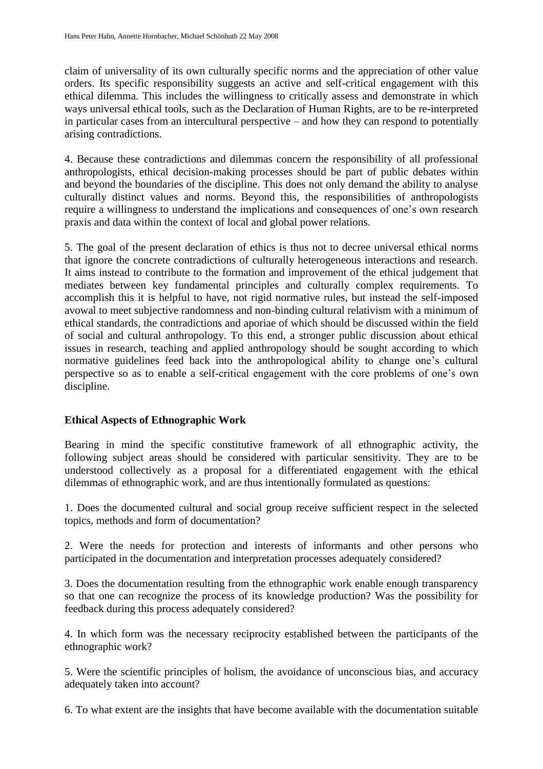claim of universality of its own culturally specific norms and the appreciation of other value orders. Its specific responsibility suggests an active and self-critical engagement with this ethical dilemma. This includes the willingness to critically assess and demonstrate in which ways universal ethical tools, such as the Declaration of Human Rights, are to be re-interpreted in particular cases from an intercultural perspective – and how they can respond to potentially arising contradictions.

4. Because these contradictions and dilemmas concern the responsibility of all professional anthropologists, ethical decision-making processes should be part of public debates within and beyond the boundaries of the discipline. This does not only demand the ability to analyse culturally distinct values and norms. Beyond this, the responsibilities of anthropologists require a willingness to understand the implications and consequences of one's own research praxis and data within the context of local and global power relations.

5. The goal of the present declaration of ethics is thus not to decree universal ethical norms that ignore the concrete contradictions of culturally heterogeneous interactions and research. It aims instead to contribute to the formation and improvement of the ethical judgement that mediates between key fundamental principles and culturally complex requirements. To accomplish this it is helpful to have, not rigid normative rules, but instead the self-imposed avowal to meet subjective randomness and non-binding cultural relativism with a minimum of ethical standards, the contradictions and aporiae of which should be discussed within the field of social and cultural anthropology. To this end, a stronger public discussion about ethical issues in research, teaching and applied anthropology should be sought according to which normative guidelines feed back into the anthropological ability to change one's cultural perspective so as to enable a self-critical engagement with the core problems of one's own discipline.

## Ethical Aspects of Ethnographic Work

Bearing in mind the specific constitutive framework of all ethnographic activity, the following subject areas should be considered with particular sensitivity. They are to be understood collectively as a proposal for a differentiated engagement with the ethical dilemmas of ethnographic work, and are thus intentionally formulated as questions:

1. Does the documented cultural and social group receive sufficient respect in the selected topics, methods and form of documentation?

2. Were the needs for protection and interests of informants and other persons who participated in the documentation and interpretation processes adequately considered?

3. Does the documentation resulting from the ethnographic work enable enough transparency so that one can recognize the process of its knowledge production? Was the possibility for feedback during this process adequately considered?

4. In which form was the necessary reciprocity established between the participants of the ethnographic work?

5. Were the scientific principles of holism, the avoidance of unconscious bias, and accuracy adequately taken into account?

6. To what extent are the insights that have become available with the documentation suitable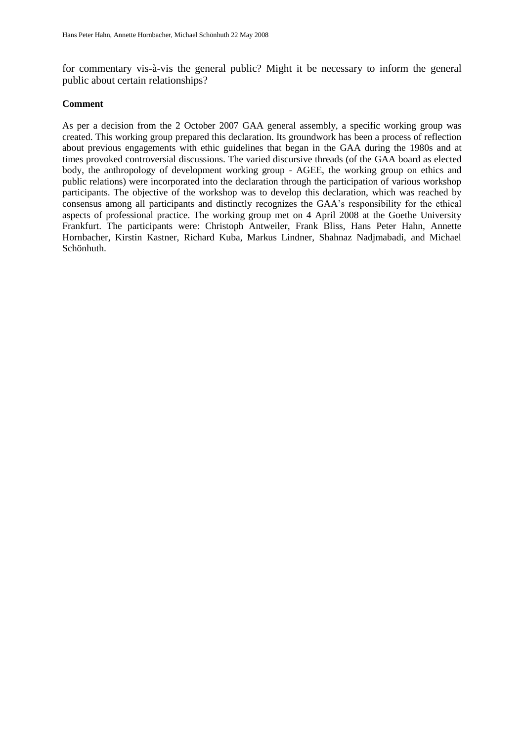for commentary vis-à-vis the general public? Might it be necessary to inform the general public about certain relationships?

**Comment**

As per a decision from the 2 October 2007 GAA general assembly, a specific working group was created. This working group prepared this declaration. Its groundwork has been a process of reflection about previous engagements with ethic guidelines that began in the GAA during the 1980s and at times provoked controversial discussions. The varied discursive threads (of the GAA board as elected body, the anthropology of development working group - AGEE, the working group on ethics and public relations) were incorporated into the declaration through the participation of various workshop participants. The objective of the workshop was to develop this declaration, which was reached by consensus among all participants and distinctly recognizes the GAA's responsibility for the ethical aspects of professional practice. The working group met on 4 April 2008 at the Goethe University Frankfurt. The participants were: Christoph Antweiler, Frank Bliss, Hans Peter Hahn, Annette Hornbacher, Kirstin Kastner, Richard Kuba, Markus Lindner, Shahnaz Nadjmabadi, and Michael Schönhuth.